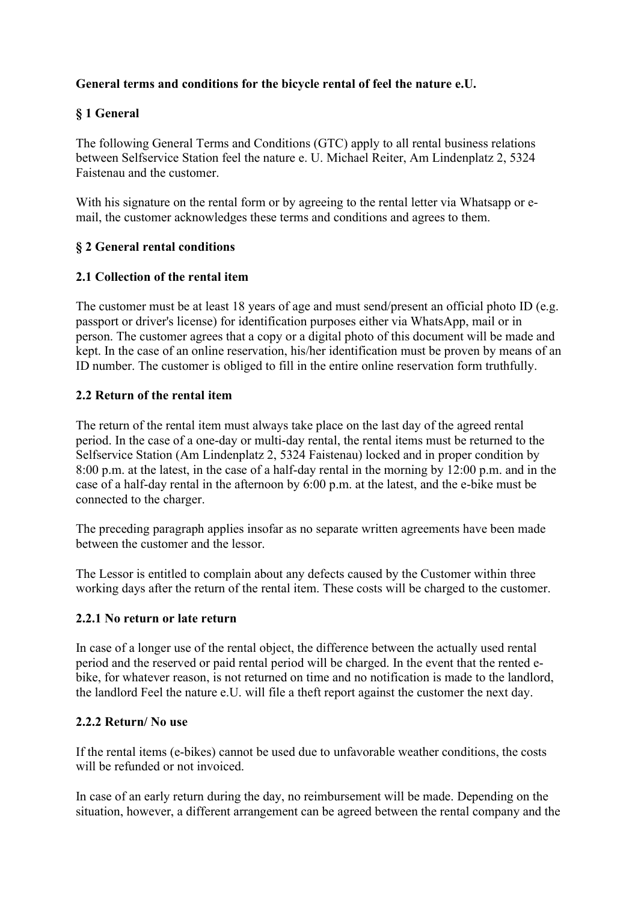**General terms and conditions for the bicycle rental of feel the nature e.U.**

## § 1 General

The following General Terms and Conditions (GTC) apply to all rental business relations between Selfservice Station feel the nature e. U. Michael Reiter, Am Lindenplatz 2, 5324 Faistenau and the customer.

With his signature on the rental form or by agreeing to the rental letter via Whatsapp or e-mail, the customer acknowledges these terms and conditions and agrees to them.

## § 2 General rental conditions

### 2.1 Collection of the rental item

The customer must be at least 18 years of age and must send/present an official photo ID (e.g. passport or driver's license) for identification purposes either via WhatsApp, mail or in person. The customer agrees that a copy or a digital photo of this document will be made and kept. In the case of an online reservation, his/her identification must be proven by means of an ID number. The customer is obliged to fill in the entire online reservation form truthfully.

### 2.2 Return of the rental item

The return of the rental item must always take place on the last day of the agreed rental period. In the case of a one-day or multi-day rental, the rental items must be returned to the Selfservice Station (Am Lindenplatz 2, 5324 Faistenau) locked and in proper condition by 8:00 p.m. at the latest, in the case of a half-day rental in the morning by 12:00 p.m. and in the case of a half-day rental in the afternoon by 6:00 p.m. at the latest, and the e-bike must be connected to the charger.

The preceding paragraph applies insofar as no separate written agreements have been made between the customer and the lessor.

The Lessor is entitled to complain about any defects caused by the Customer within three working days after the return of the rental item. These costs will be charged to the customer.

#### 2.2.1 No return or late return

In case of a longer use of the rental object, the difference between the actually used rental period and the reserved or paid rental period will be charged. In the event that the rented e-bike, for whatever reason, is not returned on time and no notification is made to the landlord, the landlord Feel the nature e.U. will file a theft report against the customer the next day.

#### 2.2.2 Return/ No use

If the rental items (e-bikes) cannot be used due to unfavorable weather conditions, the costs will be refunded or not invoiced.

In case of an early return during the day, no reimbursement will be made. Depending on the situation, however, a different arrangement can be agreed between the rental company and the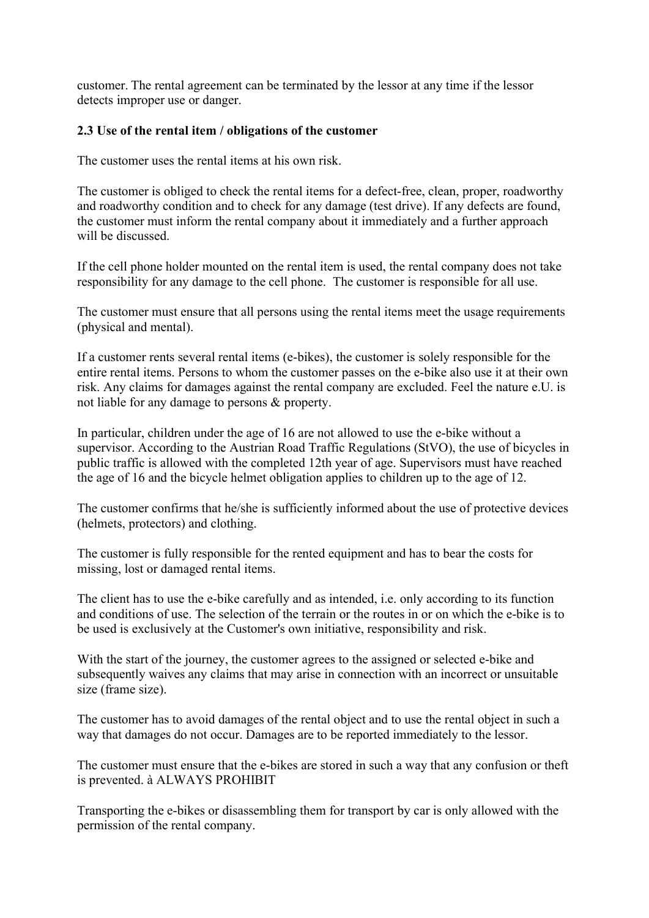customer. The rental agreement can be terminated by the lessor at any time if the lessor detects improper use or danger.

**2.3 Use of the rental item / obligations of the customer**

The customer uses the rental items at his own risk.

The customer is obliged to check the rental items for a defect-free, clean, proper, roadworthy and roadworthy condition and to check for any damage (test drive). If any defects are found, the customer must inform the rental company about it immediately and a further approach will be discussed.

If the cell phone holder mounted on the rental item is used, the rental company does not take responsibility for any damage to the cell phone. The customer is responsible for all use.

The customer must ensure that all persons using the rental items meet the usage requirements (physical and mental).

If a customer rents several rental items (e-bikes), the customer is solely responsible for the entire rental items. Persons to whom the customer passes on the e-bike also use it at their own risk. Any claims for damages against the rental company are excluded. Feel the nature e.U. is not liable for any damage to persons & property.

In particular, children under the age of 16 are not allowed to use the e-bike without a supervisor. According to the Austrian Road Traffic Regulations (StVO), the use of bicycles in public traffic is allowed with the completed 12th year of age. Supervisors must have reached the age of 16 and the bicycle helmet obligation applies to children up to the age of 12.

The customer confirms that he/she is sufficiently informed about the use of protective devices (helmets, protectors) and clothing.

The customer is fully responsible for the rented equipment and has to bear the costs for missing, lost or damaged rental items.

The client has to use the e-bike carefully and as intended, i.e. only according to its function and conditions of use. The selection of the terrain or the routes in or on which the e-bike is to be used is exclusively at the Customer's own initiative, responsibility and risk.

With the start of the journey, the customer agrees to the assigned or selected e-bike and subsequently waives any claims that may arise in connection with an incorrect or unsuitable size (frame size).

The customer has to avoid damages of the rental object and to use the rental object in such a way that damages do not occur. Damages are to be reported immediately to the lessor.

The customer must ensure that the e-bikes are stored in such a way that any confusion or theft is prevented. à ALWAYS PROHIBIT

Transporting the e-bikes or disassembling them for transport by car is only allowed with the permission of the rental company.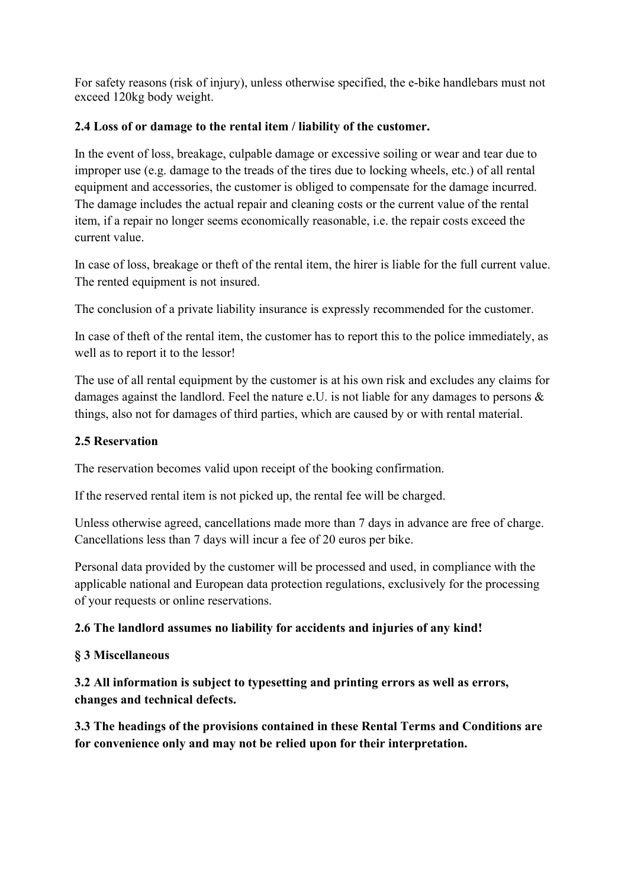For safety reasons (risk of injury), unless otherwise specified, the e-bike handlebars must not exceed 120kg body weight.

**2.4 Loss of or damage to the rental item / liability of the customer.**

In the event of loss, breakage, culpable damage or excessive soiling or wear and tear due to improper use (e.g. damage to the treads of the tires due to locking wheels, etc.) of all rental equipment and accessories, the customer is obliged to compensate for the damage incurred. The damage includes the actual repair and cleaning costs or the current value of the rental item, if a repair no longer seems economically reasonable, i.e. the repair costs exceed the current value.

In case of loss, breakage or theft of the rental item, the hirer is liable for the full current value. The rented equipment is not insured.

The conclusion of a private liability insurance is expressly recommended for the customer.

In case of theft of the rental item, the customer has to report this to the police immediately, as well as to report it to the lessor!

The use of all rental equipment by the customer is at his own risk and excludes any claims for damages against the landlord. Feel the nature e.U. is not liable for any damages to persons & things, also not for damages of third parties, which are caused by or with rental material.

**2.5 Reservation**

The reservation becomes valid upon receipt of the booking confirmation.

If the reserved rental item is not picked up, the rental fee will be charged.

Unless otherwise agreed, cancellations made more than 7 days in advance are free of charge. Cancellations less than 7 days will incur a fee of 20 euros per bike.

Personal data provided by the customer will be processed and used, in compliance with the applicable national and European data protection regulations, exclusively for the processing of your requests or online reservations.

**2.6 The landlord assumes no liability for accidents and injuries of any kind!**

**§ 3 Miscellaneous**

**3.2 All information is subject to typesetting and printing errors as well as errors, changes and technical defects.**

**3.3 The headings of the provisions contained in these Rental Terms and Conditions are for convenience only and may not be relied upon for their interpretation.**